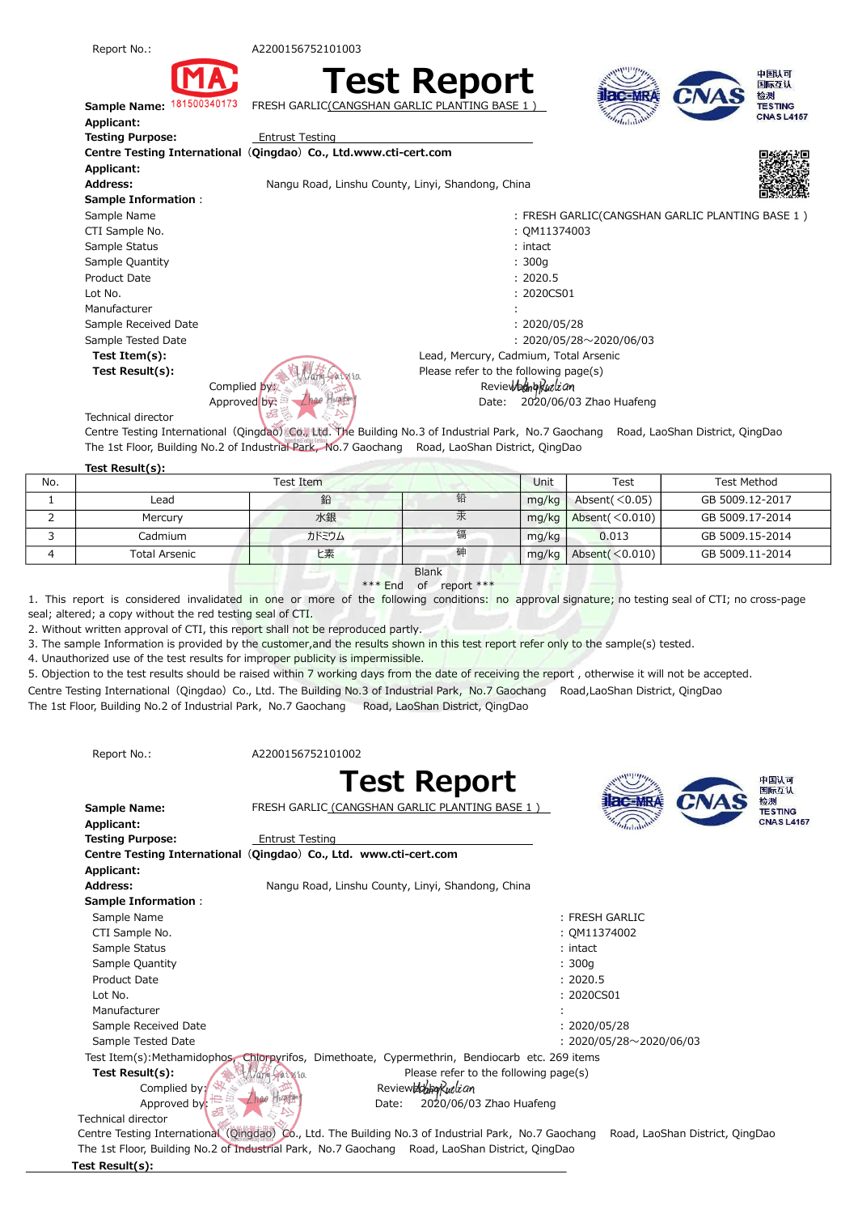Report No.: A2200156752101003

181500340173

# Test Report

**Sample Name:** FRESH GARLIC(CANGSHAN GARLIC PLANTING BASE 1 )

**Applicant:**

**Testing Purpose:** Entrust Testing

**Centre Testing International（Qingdao）Co., Ltd.www.cti-cert.com**

**Applicant:**

**Address:** Nangu Road, Linshu County, Linyi, Shandong, China

**Sample Information：**

Sample Name : FRESH GARLIC(CANGSHAN GARLIC PLANTING BASE 1 )

CTI Sample No. : QM11374003

Sample Status : intact

Sample Quantity : 300g

Product Date : 2020.5

Lot No. : 2020CS01

Manufacturer :

Sample Received Date : 2020/05/28

Sample Tested Date : 2020/05/28～2020/06/03

**Test Item(s):** Lead, Mercury, Cadmium, Total Arsenic

**Test Result(s):** Please refer to the following page(s)

Complied by: Wang Ruixia Reviewed by: Wang Ruixia

Approved by: Zhao Huafeng Date: 2020/06/03 Zhao Huafeng

Technical director

Centre Testing International（Qingdao）Co., Ltd. The Building No.3 of Industrial Park, No.7 Gaochang Road, LaoShan District, QingDao
The 1st Floor, Building No.2 of Industrial Park, No.7 Gaochang Road, LaoShan District, QingDao

**Test Result(s):**

| No. | Test Item | | | Unit | Test | Test Method |
|---|---|---|---|---|---|---|
| 1 | Lead | 鉛 | 铅 | mg/kg | Absent(<0.05) | GB 5009.12-2017 |
| 2 | Mercury | 水銀 | 汞 | mg/kg | Absent(<0.010) | GB 5009.17-2014 |
| 3 | Cadmium | カドミウム | 镉 | mg/kg | 0.013 | GB 5009.15-2014 |
| 4 | Total Arsenic | ヒ素 | 砷 | mg/kg | Absent(<0.010) | GB 5009.11-2014 |

Blank

*** End of report ***

1. This report is considered invalidated in one or more of the following conditions: no approval signature; no testing seal of CTI; no cross-page seal; altered; a copy without the red testing seal of CTI.
2. Without written approval of CTI, this report shall not be reproduced partly.
3. The sample Information is provided by the customer,and the results shown in this test report refer only to the sample(s) tested.
4. Unauthorized use of the test results for improper publicity is impermissible.
5. Objection to the test results should be raised within 7 working days from the date of receiving the report , otherwise it will not be accepted.

Centre Testing International（Qingdao）Co., Ltd. The Building No.3 of Industrial Park, No.7 Gaochang Road,LaoShan District, QingDao
The 1st Floor, Building No.2 of Industrial Park, No.7 Gaochang Road, LaoShan District, QingDao

Report No.: A2200156752101002

# Test Report

**Sample Name:** FRESH GARLIC (CANGSHAN GARLIC PLANTING BASE 1 )

**Applicant:**

**Testing Purpose:** Entrust Testing

**Centre Testing International（Qingdao）Co., Ltd. www.cti-cert.com**

**Applicant:**

**Address:** Nangu Road, Linshu County, Linyi, Shandong, China

**Sample Information：**

Sample Name : FRESH GARLIC

CTI Sample No. : QM11374002

Sample Status : intact

Sample Quantity : 300g

Product Date : 2020.5

Lot No. : 2020CS01

Manufacturer :

Sample Received Date : 2020/05/28

Sample Tested Date : 2020/05/28～2020/06/03

Test Item(s):Methamidophos, Chlorpyrifos, Dimethoate, Cypermethrin, Bendiocarb etc. 269 items

**Test Result(s):** Please refer to the following page(s)

Complied by: Wang Ruixia Reviewed by: Wang Ruixia

Approved by: Zhao Huafeng Date: 2020/06/03 Zhao Huafeng

Technical director

Centre Testing International（Qingdao）Co., Ltd. The Building No.3 of Industrial Park, No.7 Gaochang Road, LaoShan District, QingDao
The 1st Floor, Building No.2 of Industrial Park, No.7 Gaochang Road, LaoShan District, QingDao

**Test Result(s):**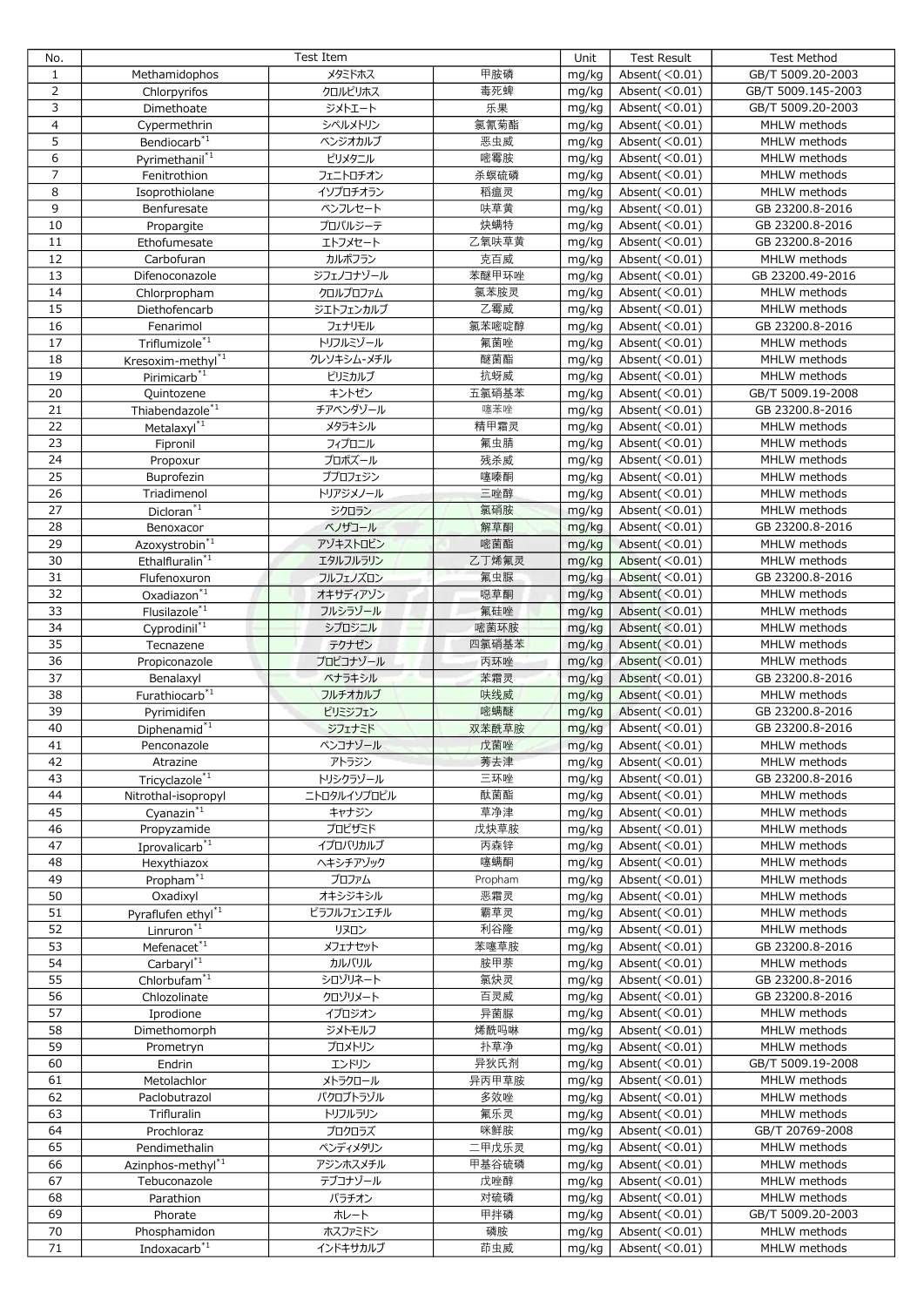| No. | Test Item | | | Unit | Test Result | Test Method |
|---|---|---|---|---|---|---|
| 1 | Methamidophos | メタミドホス | 甲胺磷 | mg/kg | Absent( <0.01) | GB/T 5009.20-2003 |
| 2 | Chlorpyrifos | クロルピリホス | 毒死蜱 | mg/kg | Absent( <0.01) | GB/T 5009.145-2003 |
| 3 | Dimethoate | ジメトエート | 乐果 | mg/kg | Absent( <0.01) | GB/T 5009.20-2003 |
| 4 | Cypermethrin | シペルメトリン | 氯氰菊酯 | mg/kg | Absent( <0.01) | MHLW methods |
| 5 | Bendiocarb*1 | ベンジオカルブ | 恶虫威 | mg/kg | Absent( <0.01) | MHLW methods |
| 6 | Pyrimethanil*1 | ピリメタニル | 嘧霉胺 | mg/kg | Absent( <0.01) | MHLW methods |
| 7 | Fenitrothion | フェニトロチオン | 杀螟硫磷 | mg/kg | Absent( <0.01) | MHLW methods |
| 8 | Isoprothiolane | イソプロチオラン | 稻瘟灵 | mg/kg | Absent( <0.01) | MHLW methods |
| 9 | Benfuresate | ベンフレセート | 呋草黄 | mg/kg | Absent( <0.01) | GB 23200.8-2016 |
| 10 | Propargite | プロパルギーテ | 炔螨特 | mg/kg | Absent( <0.01) | GB 23200.8-2016 |
| 11 | Ethofumesate | エトフメセート | 乙氧呋草黄 | mg/kg | Absent( <0.01) | GB 23200.8-2016 |
| 12 | Carbofuran | カルボフラン | 克百威 | mg/kg | Absent( <0.01) | MHLW methods |
| 13 | Difenoconazole | ジフェノコナゾール | 苯醚甲环唑 | mg/kg | Absent( <0.01) | GB 23200.49-2016 |
| 14 | Chlorpropham | クロルプロファム | 氯苯胺灵 | mg/kg | Absent( <0.01) | MHLW methods |
| 15 | Diethofencarb | ジエトフェンカルブ | 乙霉威 | mg/kg | Absent( <0.01) | MHLW methods |
| 16 | Fenarimol | フェナリモル | 氯苯嘧啶醇 | mg/kg | Absent( <0.01) | GB 23200.8-2016 |
| 17 | Triflumizole*1 | トリフルミゾール | 氟菌唑 | mg/kg | Absent( <0.01) | MHLW methods |
| 18 | Kresoxim-methyl*1 | クレソキシム-メチル | 醚菌酯 | mg/kg | Absent( <0.01) | MHLW methods |
| 19 | Pirimicarb*1 | ピリミカルブ | 抗蚜威 | mg/kg | Absent( <0.01) | MHLW methods |
| 20 | Quintozene | キントゼン | 五氯硝基苯 | mg/kg | Absent( <0.01) | GB/T 5009.19-2008 |
| 21 | Thiabendazole*1 | チアベンダゾール | 噻苯唑 | mg/kg | Absent( <0.01) | GB 23200.8-2016 |
| 22 | Metalaxyl*1 | メタラキシル | 精甲霜灵 | mg/kg | Absent( <0.01) | MHLW methods |
| 23 | Fipronil | フィプロニル | 氟虫腈 | mg/kg | Absent( <0.01) | MHLW methods |
| 24 | Propoxur | プロポズール | 残杀威 | mg/kg | Absent( <0.01) | MHLW methods |
| 25 | Buprofezin | ブプロフェジン | 噻嗪酮 | mg/kg | Absent( <0.01) | MHLW methods |
| 26 | Triadimenol | トリアジメノール | 三唑醇 | mg/kg | Absent( <0.01) | MHLW methods |
| 27 | Dicloran*1 | ジクロラン | 氯硝胺 | mg/kg | Absent( <0.01) | MHLW methods |
| 28 | Benoxacor | ベノザコール | 解草酮 | mg/kg | Absent( <0.01) | GB 23200.8-2016 |
| 29 | Azoxystrobin*1 | アゾキストロビン | 嘧菌酯 | mg/kg | Absent( <0.01) | MHLW methods |
| 30 | Ethalfluralin*1 | エタルフルラリン | 乙丁烯氟灵 | mg/kg | Absent( <0.01) | MHLW methods |
| 31 | Flufenoxuron | フルフェノズロン | 氟虫脲 | mg/kg | Absent( <0.01) | GB 23200.8-2016 |
| 32 | Oxadiazon*1 | オキサディアゾン | 噁草酮 | mg/kg | Absent( <0.01) | MHLW methods |
| 33 | Flusilazole*1 | フルシラゾール | 氟硅唑 | mg/kg | Absent( <0.01) | MHLW methods |
| 34 | Cyprodinil*1 | シプロジニル | 嘧菌环胺 | mg/kg | Absent( <0.01) | MHLW methods |
| 35 | Tecnazene | テクナゼン | 四氯硝基苯 | mg/kg | Absent( <0.01) | MHLW methods |
| 36 | Propiconazole | プロピコナゾール | 丙环唑 | mg/kg | Absent( <0.01) | MHLW methods |
| 37 | Benalaxyl | ベナラキシル | 苯霜灵 | mg/kg | Absent( <0.01) | GB 23200.8-2016 |
| 38 | Furathiocarb*1 | フルチオカルブ | 呋线威 | mg/kg | Absent( <0.01) | MHLW methods |
| 39 | Pyrimidifen | ピリミジフェン | 嘧螨醚 | mg/kg | Absent( <0.01) | GB 23200.8-2016 |
| 40 | Diphenamid*1 | ジフェナミド | 双苯酰草胺 | mg/kg | Absent( <0.01) | GB 23200.8-2016 |
| 41 | Penconazole | ペンコナゾール | 戊菌唑 | mg/kg | Absent( <0.01) | MHLW methods |
| 42 | Atrazine | アトラジン | 莠去津 | mg/kg | Absent( <0.01) | MHLW methods |
| 43 | Tricyclazole*1 | トリシクラゾール | 三环唑 | mg/kg | Absent( <0.01) | GB 23200.8-2016 |
| 44 | Nitrothal-isopropyl | ニトロタルイソプロピル | 酞菌酯 | mg/kg | Absent( <0.01) | MHLW methods |
| 45 | Cyanazin*1 | キャナジン | 草净津 | mg/kg | Absent( <0.01) | MHLW methods |
| 46 | Propyzamide | プロピザミド | 戊炔草胺 | mg/kg | Absent( <0.01) | MHLW methods |
| 47 | Iprovalicarb*1 | イプロバリカルブ | 丙森锌 | mg/kg | Absent( <0.01) | MHLW methods |
| 48 | Hexythiazox | ヘキシチアゾック | 噻螨酮 | mg/kg | Absent( <0.01) | MHLW methods |
| 49 | Propham*1 | プロファム | Propham | mg/kg | Absent( <0.01) | MHLW methods |
| 50 | Oxadixyl | オキシジキシル | 恶霜灵 | mg/kg | Absent( <0.01) | MHLW methods |
| 51 | Pyraflufen ethyl*1 | ピラフルフェンエチル | 霸草灵 | mg/kg | Absent( <0.01) | MHLW methods |
| 52 | Linruron*1 | リヌロン | 利谷隆 | mg/kg | Absent( <0.01) | MHLW methods |
| 53 | Mefenacet*1 | メフェナセット | 苯噻草胺 | mg/kg | Absent( <0.01) | GB 23200.8-2016 |
| 54 | Carbaryl*1 | カルバリル | 胺甲萘 | mg/kg | Absent( <0.01) | MHLW methods |
| 55 | Chlorbufam*1 | シロブリネート | 氯炔灵 | mg/kg | Absent( <0.01) | GB 23200.8-2016 |
| 56 | Chlozolinate | クロゾリメート | 百灵威 | mg/kg | Absent( <0.01) | GB 23200.8-2016 |
| 57 | Iprodione | イプロジオン | 异菌脲 | mg/kg | Absent( <0.01) | MHLW methods |
| 58 | Dimethomorph | ジメトモルフ | 烯酰吗啉 | mg/kg | Absent( <0.01) | MHLW methods |
| 59 | Prometryn | プロメトリン | 扑草净 | mg/kg | Absent( <0.01) | MHLW methods |
| 60 | Endrin | エンドリン | 异狄氏剂 | mg/kg | Absent( <0.01) | GB/T 5009.19-2008 |
| 61 | Metolachlor | メトラクロール | 异丙甲草胺 | mg/kg | Absent( <0.01) | MHLW methods |
| 62 | Paclobutrazol | パクロブトラゾル | 多效唑 | mg/kg | Absent( <0.01) | MHLW methods |
| 63 | Trifluralin | トリフルラリン | 氟乐灵 | mg/kg | Absent( <0.01) | MHLW methods |
| 64 | Prochloraz | プロクロラズ | 咪鲜胺 | mg/kg | Absent( <0.01) | GB/T 20769-2008 |
| 65 | Pendimethalin | ペンディメタリン | 二甲戊乐灵 | mg/kg | Absent( <0.01) | MHLW methods |
| 66 | Azinphos-methyl*1 | アジンホスメチル | 甲基谷硫磷 | mg/kg | Absent( <0.01) | MHLW methods |
| 67 | Tebuconazole | テブコナゾール | 戊唑醇 | mg/kg | Absent( <0.01) | MHLW methods |
| 68 | Parathion | パラチオン | 对硫磷 | mg/kg | Absent( <0.01) | MHLW methods |
| 69 | Phorate | ホレート | 甲拌磷 | mg/kg | Absent( <0.01) | GB/T 5009.20-2003 |
| 70 | Phosphamidon | ホスファミドン | 磷胺 | mg/kg | Absent( <0.01) | MHLW methods |
| 71 | Indoxacarb*1 | インドキサカルブ | 茚虫威 | mg/kg | Absent( <0.01) | MHLW methods |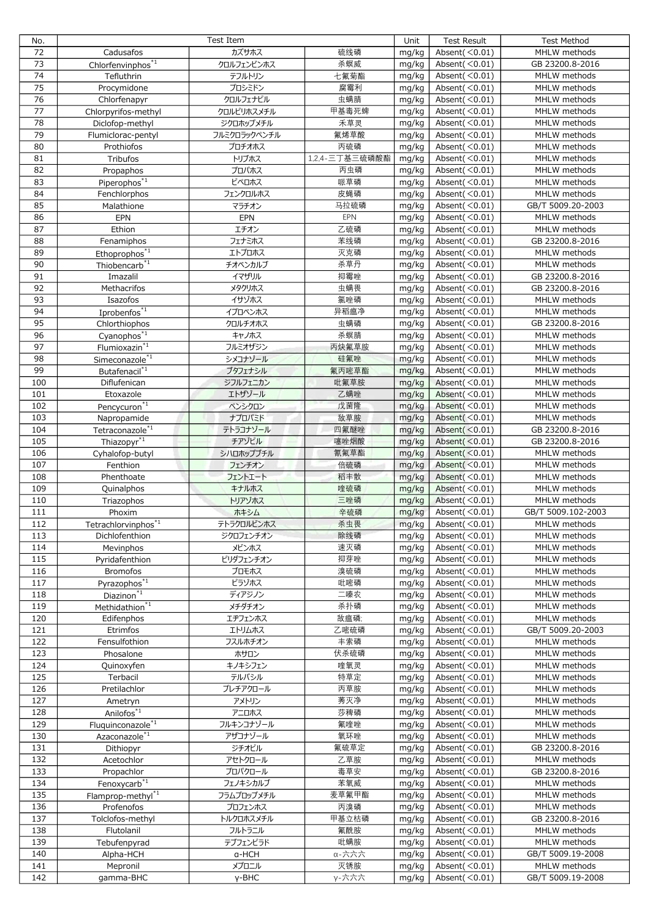| No. | Test Item | | | Unit | Test Result | Test Method |
|---|---|---|---|---|---|---|
| 72 | Cadusafos | カズサホス | 硫线磷 | mg/kg | Absent( <0.01) | MHLW methods |
| 73 | Chlorfenvinphos[*1] | クロルフェンビンホス | 杀螟威 | mg/kg | Absent( <0.01) | GB 23200.8-2016 |
| 74 | Tefluthrin | テフルトリン | 七氟菊酯 | mg/kg | Absent( <0.01) | MHLW methods |
| 75 | Procymidone | プロシミドン | 腐霉利 | mg/kg | Absent( <0.01) | MHLW methods |
| 76 | Chlorfenapyr | クロルフェナピル | 虫螨腈 | mg/kg | Absent( <0.01) | MHLW methods |
| 77 | Chlorpyrifos-methyl | クロルピリホスメチル | 甲基毒死蜱 | mg/kg | Absent( <0.01) | MHLW methods |
| 78 | Diclofop-methyl | ジクロホップメチル | 禾草灵 | mg/kg | Absent( <0.01) | MHLW methods |
| 79 | Flumiclorac-pentyl | フルミクロラックペンチル | 氟烯草酸 | mg/kg | Absent( <0.01) | MHLW methods |
| 80 | Prothiofos | プロチオホス | 丙硫磷 | mg/kg | Absent( <0.01) | MHLW methods |
| 81 | Tribufos | トリブホス | 1,2,4-三丁基三硫磷酸酯 | mg/kg | Absent( <0.01) | MHLW methods |
| 82 | Propaphos | プロパホス | 丙虫磷 | mg/kg | Absent( <0.01) | MHLW methods |
| 83 | Piperophos[*1] | ピペロホス | 哌草磷 | mg/kg | Absent( <0.01) | MHLW methods |
| 84 | Fenchlorphos | フェンクロルホス | 皮蝇磷 | mg/kg | Absent( <0.01) | MHLW methods |
| 85 | Malathione | マラチオン | 马拉硫磷 | mg/kg | Absent( <0.01) | GB/T 5009.20-2003 |
| 86 | EPN | EPN | EPN | mg/kg | Absent( <0.01) | MHLW methods |
| 87 | Ethion | エチオン | 乙硫磷 | mg/kg | Absent( <0.01) | MHLW methods |
| 88 | Fenamiphos | フェナミホス | 苯线磷 | mg/kg | Absent( <0.01) | GB 23200.8-2016 |
| 89 | Ethoprophos[*1] | エトプロホス | 灭克磷 | mg/kg | Absent( <0.01) | MHLW methods |
| 90 | Thiobencarb[*1] | チオベンカルブ | 杀草丹 | mg/kg | Absent( <0.01) | MHLW methods |
| 91 | Imazalil | イマザリル | 抑霉唑 | mg/kg | Absent( <0.01) | GB 23200.8-2016 |
| 92 | Methacrifos | メタクリホス | 虫螨畏 | mg/kg | Absent( <0.01) | GB 23200.8-2016 |
| 93 | Isazofos | イサゾホス | 氯唑磷 | mg/kg | Absent( <0.01) | MHLW methods |
| 94 | Iprobenfos[*1] | イプロベンホス | 异稻瘟净 | mg/kg | Absent( <0.01) | MHLW methods |
| 95 | Chlorthiophos | クロルチオホス | 虫螨磷 | mg/kg | Absent( <0.01) | GB 23200.8-2016 |
| 96 | Cyanophos[*1] | キャノホス | 杀螟腈 | mg/kg | Absent( <0.01) | MHLW methods |
| 97 | Flumioxazin[*1] | フルミオザジン | 丙炔氟草胺 | mg/kg | Absent( <0.01) | MHLW methods |
| 98 | Simeconazole[*1] | シメコナゾール | 硅氟唑 | mg/kg | Absent( <0.01) | MHLW methods |
| 99 | Butafenacil[*1] | ブタフェナシル | 氟丙嘧草酯 | mg/kg | Absent( <0.01) | MHLW methods |
| 100 | Diflufenican | ジフルフェニカン | 吡氟草胺 | mg/kg | Absent( <0.01) | MHLW methods |
| 101 | Etoxazole | エトザゾール | 乙螨唑 | mg/kg | Absent( <0.01) | MHLW methods |
| 102 | Pencycuron[*1] | ペンシクロン | 戊菌隆 | mg/kg | Absent( <0.01) | MHLW methods |
| 103 | Napropamide | ナプロパミド | 敌草胺 | mg/kg | Absent( <0.01) | MHLW methods |
| 104 | Tetraconazole[*1] | テトラコナゾール | 四氟醚唑 | mg/kg | Absent( <0.01) | GB 23200.8-2016 |
| 105 | Thiazopyr[*1] | チアゾピル | 噻唑烟酸 | mg/kg | Absent( <0.01) | GB 23200.8-2016 |
| 106 | Cyhalofop-butyl | シハロホップブチル | 氰氟草酯 | mg/kg | Absent( <0.01) | MHLW methods |
| 107 | Fenthion | フェンチオン | 倍硫磷 | mg/kg | Absent( <0.01) | MHLW methods |
| 108 | Phenthoate | フェントエート | 稻丰散 | mg/kg | Absent( <0.01) | MHLW methods |
| 109 | Quinalphos | キナルホス | 喹硫磷 | mg/kg | Absent( <0.01) | MHLW methods |
| 110 | Triazophos | トリアゾホス | 三唑磷 | mg/kg | Absent( <0.01) | MHLW methods |
| 111 | Phoxim | ホキシム | 辛硫磷 | mg/kg | Absent( <0.01) | GB/T 5009.102-2003 |
| 112 | Tetrachlorvinphos[*1] | テトラクロルビンホス | 杀虫畏 | mg/kg | Absent( <0.01) | MHLW methods |
| 113 | Dichlofenthion | ジクロフェンチオン | 除线磷 | mg/kg | Absent( <0.01) | MHLW methods |
| 114 | Mevinphos | メビンホス | 速灭磷 | mg/kg | Absent( <0.01) | MHLW methods |
| 115 | Pyridafenthion | ピリダフェンチオン | 抑芽唑 | mg/kg | Absent( <0.01) | MHLW methods |
| 116 | Bromofos | ブロモホス | 溴硫磷 | mg/kg | Absent( <0.01) | MHLW methods |
| 117 | Pyrazophos[*1] | ピラゾホス | 吡嘧磷 | mg/kg | Absent( <0.01) | MHLW methods |
| 118 | Diazinon[*1] | ディアジノン | 二嗪农 | mg/kg | Absent( <0.01) | MHLW methods |
| 119 | Methidathion[*1] | メチダチオン | 杀扑磷 | mg/kg | Absent( <0.01) | MHLW methods |
| 120 | Edifenphos | エディフェンホス | 敌瘟磷 | mg/kg | Absent( <0.01) | MHLW methods |
| 121 | Etrimfos | エトリムホス | 乙嘧硫磷 | mg/kg | Absent( <0.01) | GB/T 5009.20-2003 |
| 122 | Fensulfothion | フスルホチオン | 丰索磷 | mg/kg | Absent( <0.01) | MHLW methods |
| 123 | Phosalone | ホサロン | 伏杀硫磷 | mg/kg | Absent( <0.01) | MHLW methods |
| 124 | Quinoxyfen | キノキシフェン | 喹氧灵 | mg/kg | Absent( <0.01) | MHLW methods |
| 125 | Terbacil | テルバシル | 特草定 | mg/kg | Absent( <0.01) | MHLW methods |
| 126 | Pretilachlor | プレチアクロール | 丙草胺 | mg/kg | Absent( <0.01) | MHLW methods |
| 127 | Ametryn | アメトリン | 莠灭净 | mg/kg | Absent( <0.01) | MHLW methods |
| 128 | Anilofos[*1] | アニロホス | 莎稗磷 | mg/kg | Absent( <0.01) | MHLW methods |
| 129 | Fluquinconazole[*1] | フルキンコナゾール | 氟喹唑 | mg/kg | Absent( <0.01) | MHLW methods |
| 130 | Azaconazole[*1] | アザコナゾール | 氧环唑 | mg/kg | Absent( <0.01) | MHLW methods |
| 131 | Dithiopyr | ジチオピル | 氟硫草定 | mg/kg | Absent( <0.01) | GB 23200.8-2016 |
| 132 | Acetochlor | アセトクロール | 乙草胺 | mg/kg | Absent( <0.01) | MHLW methods |
| 133 | Propachlor | プロパクロール | 毒草安 | mg/kg | Absent( <0.01) | GB 23200.8-2016 |
| 134 | Fenoxycarb[*1] | フェノキシカルブ | 苯氧威 | mg/kg | Absent( <0.01) | MHLW methods |
| 135 | Flamprop-methyl[*1] | フラムプロップメチル | 麦草氟甲酯 | mg/kg | Absent( <0.01) | MHLW methods |
| 136 | Profenofos | プロフェノホス | 丙溴磷 | mg/kg | Absent( <0.01) | MHLW methods |
| 137 | Tolclofos-methyl | トルクロホスメチル | 甲基立枯磷 | mg/kg | Absent( <0.01) | GB 23200.8-2016 |
| 138 | Flutolanil | フルトラニル | 氟酰胺 | mg/kg | Absent( <0.01) | MHLW methods |
| 139 | Tebufenpyrad | テブフェンピラド | 吡螨胺 | mg/kg | Absent( <0.01) | MHLW methods |
| 140 | Alpha-HCH | α-HCH | α-六六六 | mg/kg | Absent( <0.01) | GB/T 5009.19-2008 |
| 141 | Mepronil | メプロニル | 灭锈胺 | mg/kg | Absent( <0.01) | MHLW methods |
| 142 | gamma-BHC | γ-BHC | γ-六六六 | mg/kg | Absent( <0.01) | GB/T 5009.19-2008 |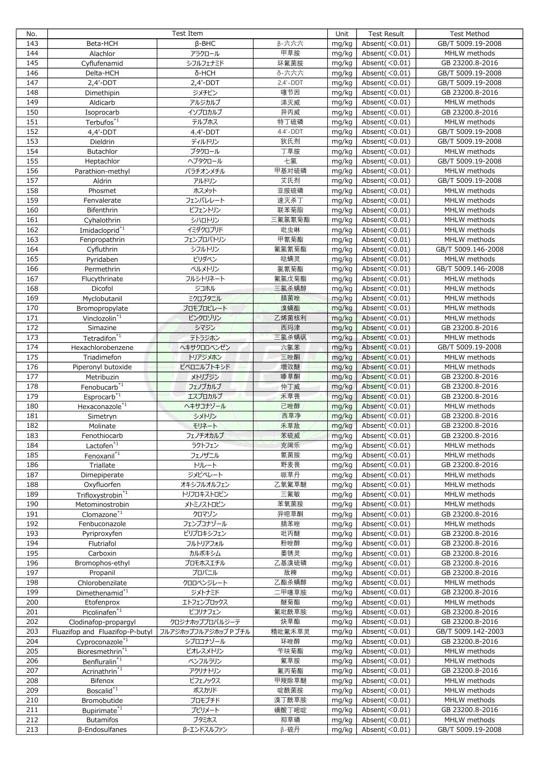| No. | Test Item | | | Unit | Test Result | Test Method |
|---|---|---|---|---|---|---|
| 143 | Beta-HCH | β-BHC | β-六六六 | mg/kg | Absent(<0.01) | GB/T 5009.19-2008 |
| 144 | Alachlor | アラクロール | 甲草胺 | mg/kg | Absent(<0.01) | MHLW methods |
| 145 | Cyflufenamid | シフルフェナミド | 环氟菌胺 | mg/kg | Absent(<0.01) | GB 23200.8-2016 |
| 146 | Delta-HCH | δ-HCH | δ-六六六 | mg/kg | Absent(<0.01) | GB/T 5009.19-2008 |
| 147 | 2,4'-DDT | 2,4'-DDT | 2,4'-DDT | mg/kg | Absent(<0.01) | GB/T 5009.19-2008 |
| 148 | Dimethipin | ジメチピン | 噻节因 | mg/kg | Absent(<0.01) | GB 23200.8-2016 |
| 149 | Aldicarb | アルジカルブ | 涕灭威 | mg/kg | Absent(<0.01) | MHLW methods |
| 150 | Isoprocarb | イソプロカルブ | 异丙威 | mg/kg | Absent(<0.01) | GB 23200.8-2016 |
| 151 | Terbufos*1 | テルブホス | 特丁硫磷 | mg/kg | Absent(<0.01) | MHLW methods |
| 152 | 4,4'-DDT | 4.4'-DDT | 4.4'-DDT | mg/kg | Absent(<0.01) | GB/T 5009.19-2008 |
| 153 | Dieldrin | ディルドリン | 狄氏剂 | mg/kg | Absent(<0.01) | GB/T 5009.19-2008 |
| 154 | Butachlor | ブタクロール | 丁草胺 | mg/kg | Absent(<0.01) | MHLW methods |
| 155 | Heptachlor | ヘプタクロール | 七氯 | mg/kg | Absent(<0.01) | GB/T 5009.19-2008 |
| 156 | Parathion-methyl | パラチオンメチル | 甲基对硫磷 | mg/kg | Absent(<0.01) | MHLW methods |
| 157 | Aldrin | アルドリン | 艾氏剂 | mg/kg | Absent(<0.01) | GB/T 5009.19-2008 |
| 158 | Phosmet | ホスメット | 亚胺硫磷 | mg/kg | Absent(<0.01) | MHLW methods |
| 159 | Fenvalerate | フェンバレレート | 速灭杀丁 | mg/kg | Absent(<0.01) | MHLW methods |
| 160 | Bifenthrin | ビフェントリン | 联苯菊脂 | mg/kg | Absent(<0.01) | MHLW methods |
| 161 | Cyhalothrin | シハロトリン | 三氟氯氰菊酯 | mg/kg | Absent(<0.01) | MHLW methods |
| 162 | Imidacloprid*1 | イミダクロプリド | 吡虫啉 | mg/kg | Absent(<0.01) | MHLW methods |
| 163 | Fenpropathrin | フェンプロパトリン | 甲氰菊酯 | mg/kg | Absent(<0.01) | MHLW methods |
| 164 | Cyfluthrin | シフルトリン | 氟氯氰菊酯 | mg/kg | Absent(<0.01) | GB/T 5009.146-2008 |
| 165 | Pyridaben | ピリダベン | 哒螨灵 | mg/kg | Absent(<0.01) | MHLW methods |
| 166 | Permethrin | ペルメトリン | 氯氰菊酯 | mg/kg | Absent(<0.01) | GB/T 5009.146-2008 |
| 167 | Flucythrinate | フルシトリネート | 氟氯戊菊酯 | mg/kg | Absent(<0.01) | MHLW methods |
| 168 | Dicofol | ジコホル | 三氯杀螨醇 | mg/kg | Absent(<0.01) | MHLW methods |
| 169 | Myclobutanil | ミクロブタニル | 腈菌唑 | mg/kg | Absent(<0.01) | MHLW methods |
| 170 | Bromopropylate | ブロモプロピレート | 溴螨酯 | mg/kg | Absent(<0.01) | MHLW methods |
| 171 | Vinclozolin*1 | ビンクロゾリン | 乙烯菌核利 | mg/kg | Absent(<0.01) | MHLW methods |
| 172 | Simazine | シマジン | 西玛津 | mg/kg | Absent(<0.01) | GB 23200.8-2016 |
| 173 | Tetradifon*1 | テトラジホン | 三氯杀螨砜 | mg/kg | Absent(<0.01) | MHLW methods |
| 174 | Hexachlorobenzene | ヘキサクロロベンゼン | 六氯苯 | mg/kg | Absent(<0.01) | GB/T 5009.19-2008 |
| 175 | Triadimefon | トリアジメホン | 三唑酮 | mg/kg | Absent(<0.01) | MHLW methods |
| 176 | Piperonyl butoxide | ピペロニルブトキシド | 增效醚 | mg/kg | Absent(<0.01) | MHLW methods |
| 177 | Metribuzin | メトリブジン | 嗪草酮 | mg/kg | Absent(<0.01) | GB 23200.8-2016 |
| 178 | Fenobucarb*1 | フェノブカルブ | 仲丁威 | mg/kg | Absent(<0.01) | GB 23200.8-2016 |
| 179 | Esprocarb*1 | エスプロカルブ | 禾草畏 | mg/kg | Absent(<0.01) | GB 23200.8-2016 |
| 180 | Hexaconazole*1 | ヘキサコナゾール | 己唑醇 | mg/kg | Absent(<0.01) | MHLW methods |
| 181 | Simetryn | シメトリン | 西草净 | mg/kg | Absent(<0.01) | GB 23200.8-2016 |
| 182 | Molinate | モリネート | 禾草敌 | mg/kg | Absent(<0.01) | GB 23200.8-2016 |
| 183 | Fenothiocarb | フェノチオカルブ | 苯硫威 | mg/kg | Absent(<0.01) | GB 23200.8-2016 |
| 184 | Lactofen*1 | ラクトフェン | 克阔乐 | mg/kg | Absent(<0.01) | MHLW methods |
| 185 | Fenoxanil*1 | フェノザニル | 氰菌胺 | mg/kg | Absent(<0.01) | MHLW methods |
| 186 | Triallate | トリレート | 野麦畏 | mg/kg | Absent(<0.01) | GB 23200.8-2016 |
| 187 | Dimepiperate | ジメピペレート | 哌草丹 | mg/kg | Absent(<0.01) | MHLW methods |
| 188 | Oxyfluorfen | オキシフルオルフェン | 乙氧氟草醚 | mg/kg | Absent(<0.01) | MHLW methods |
| 189 | Trifloxystrobin*1 | トリフロキシストロビン | 三氟敏 | mg/kg | Absent(<0.01) | MHLW methods |
| 190 | Metominostrobin | メトミノストロビン | 苯氧菌胺 | mg/kg | Absent(<0.01) | MHLW methods |
| 191 | Clomazone*1 | クロマゾン | 异噁草酮 | mg/kg | Absent(<0.01) | GB 23200.8-2016 |
| 192 | Fenbuconazole | フェンブコナゾール | 腈苯唑 | mg/kg | Absent(<0.01) | MHLW methods |
| 193 | Pyriproxyfen | ピリプロキシフェン | 吡丙醚 | mg/kg | Absent(<0.01) | GB 23200.8-2016 |
| 194 | Flutriafol | フルトリアフォル | 粉唑醇 | mg/kg | Absent(<0.01) | GB 23200.8-2016 |
| 195 | Carboxin | カルボキシム | 萎锈灵 | mg/kg | Absent(<0.01) | GB 23200.8-2016 |
| 196 | Bromophos-ethyl | ブロモホスエチル | 乙基溴硫磷 | mg/kg | Absent(<0.01) | GB 23200.8-2016 |
| 197 | Propanil | プロパニル | 敌稗 | mg/kg | Absent(<0.01) | GB 23200.8-2016 |
| 198 | Chlorobenzilate | クロロベンジレート | 乙酯杀螨醇 | mg/kg | Absent(<0.01) | MHLW methods |
| 199 | Dimethenamid*1 | ジメナミド | 二甲噻草胺 | mg/kg | Absent(<0.01) | GB 23200.8-2016 |
| 200 | Etofenprox | エトフェンプロックス | 醚菊酯 | mg/kg | Absent(<0.01) | MHLW methods |
| 201 | Picolinafen*1 | ピコリナフェン | 氟吡酰草胺 | mg/kg | Absent(<0.01) | GB 23200.8-2016 |
| 202 | Clodinafop-propargyl | クロジナホッププロパルジーテ | 炔草酯 | mg/kg | Absent(<0.01) | GB 23200.8-2016 |
| 203 | Fluazifop and Fluazifop-P-butyl | フルアジホップフルアジホップＰブチル | 精吡氟禾草灵 | mg/kg | Absent(<0.01) | GB/T 5009.142-2003 |
| 204 | Cyproconazole*1 | シプロコナゾール | 环唑醇 | mg/kg | Absent(<0.01) | GB 23200.8-2016 |
| 205 | Bioresmethrin*1 | ビオレスメトリン | 苄呋菊酯 | mg/kg | Absent(<0.01) | MHLW methods |
| 206 | Benfluralin*1 | ベンフルラリン | 氟草胺 | mg/kg | Absent(<0.01) | MHLW methods |
| 207 | Acrinathrin*1 | アクリナトリン | 氟丙菊酯 | mg/kg | Absent(<0.01) | GB 23200.8-2016 |
| 208 | Bifenox | ビフェノックス | 甲羧除草醚 | mg/kg | Absent(<0.01) | MHLW methods |
| 209 | Boscalid*1 | ボスカリド | 啶酰菌胺 | mg/kg | Absent(<0.01) | MHLW methods |
| 210 | Bromobutide | ブロモブチド | 溴丁酰草胺 | mg/kg | Absent(<0.01) | MHLW methods |
| 211 | Bupirimate*1 | ブピリメート | 磺酸丁嘧啶 | mg/kg | Absent(<0.01) | GB 23200.8-2016 |
| 212 | Butamifos | ブタミホス | 抑草磷 | mg/kg | Absent(<0.01) | MHLW methods |
| 213 | β-Endosulfanes | β-エンドスルファン | β-硫丹 | mg/kg | Absent(<0.01) | GB/T 5009.19-2008 |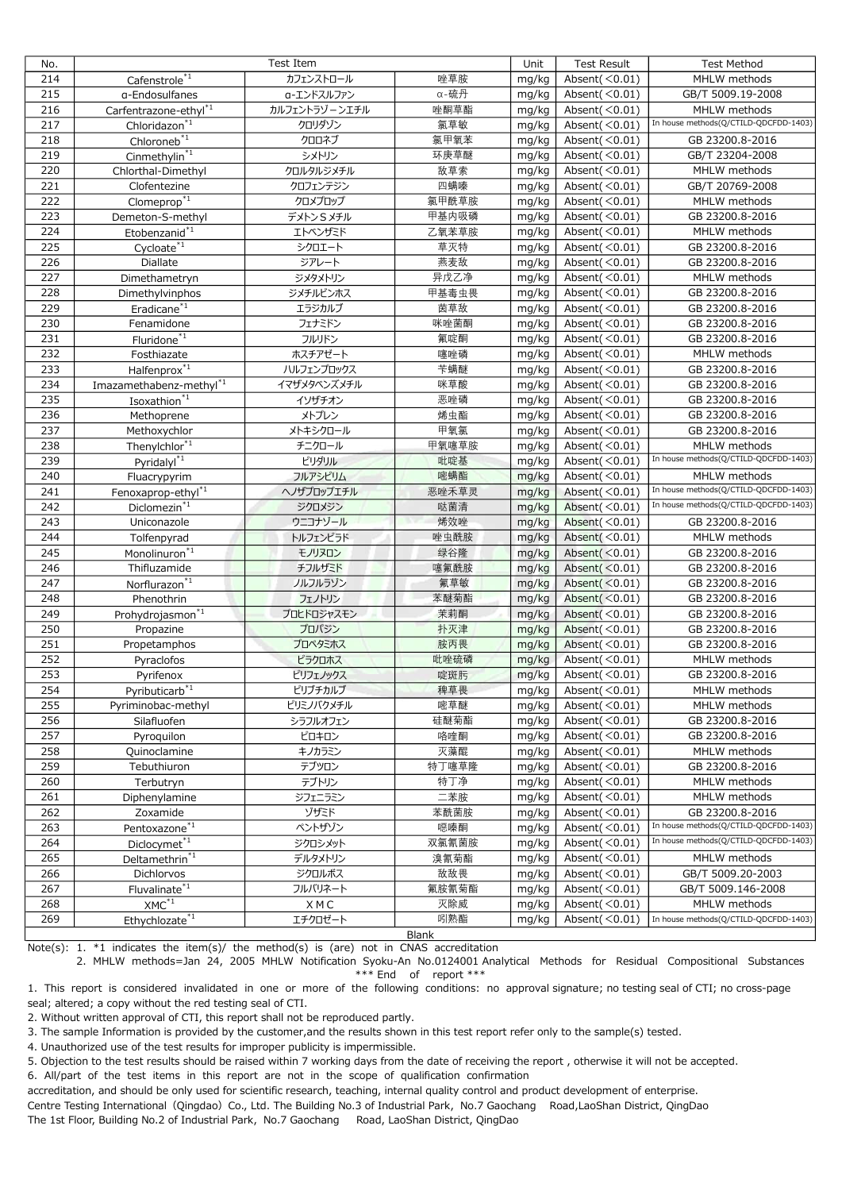| No. | Test Item | | | Unit | Test Result | Test Method |
|---|---|---|---|---|---|---|
| 214 | Cafenstrole[*1] | カフェンストロール | 唑草胺 | mg/kg | Absent(＜0.01) | MHLW methods |
| 215 | α-Endosulfanes | α-エンドスルファン | α-硫丹 | mg/kg | Absent(＜0.01) | GB/T 5009.19-2008 |
| 216 | Carfentrazone-ethyl[*1] | カルフェントラゾーンエチル | 唑酮草酯 | mg/kg | Absent(＜0.01) | MHLW methods |
| 217 | Chloridazon[*1] | クロリダゾン | 氯草敏 | mg/kg | Absent(＜0.01) | In house methods(Q/CTILD-QDCFDD-1403) |
| 218 | Chloroneb[*1] | クロロネブ | 氯甲氧苯 | mg/kg | Absent(＜0.01) | GB 23200.8-2016 |
| 219 | Cinmethylin[*1] | シメトリン | 环庚草醚 | mg/kg | Absent(＜0.01) | GB/T 23204-2008 |
| 220 | Chlorthal-Dimethyl | クロルタルジメチル | 敌草索 | mg/kg | Absent(＜0.01) | MHLW methods |
| 221 | Clofentezine | クロフェンテジン | 四螨嗪 | mg/kg | Absent(＜0.01) | GB/T 20769-2008 |
| 222 | Clomeprop[*1] | クロメプロップ | 氯甲酰草胺 | mg/kg | Absent(＜0.01) | MHLW methods |
| 223 | Demeton-S-methyl | デメトンＳメチル | 甲基内吸磷 | mg/kg | Absent(＜0.01) | GB 23200.8-2016 |
| 224 | Etobenzanid[*1] | エトベンザミド | 乙氧苯草胺 | mg/kg | Absent(＜0.01) | MHLW methods |
| 225 | Cycloate[*1] | シクロエート | 草灭特 | mg/kg | Absent(＜0.01) | GB 23200.8-2016 |
| 226 | Diallate | ジアレート | 燕麦敌 | mg/kg | Absent(＜0.01) | GB 23200.8-2016 |
| 227 | Dimethametryn | ジメタメトリン | 异戊乙净 | mg/kg | Absent(＜0.01) | MHLW methods |
| 228 | Dimethylvinphos | ジメチルビンホス | 甲基毒虫畏 | mg/kg | Absent(＜0.01) | GB 23200.8-2016 |
| 229 | Eradicane[*1] | エラジカルブ | 茵草敌 | mg/kg | Absent(＜0.01) | GB 23200.8-2016 |
| 230 | Fenamidone | フェナミドン | 咪唑菌酮 | mg/kg | Absent(＜0.01) | GB 23200.8-2016 |
| 231 | Fluridone[*1] | フルリドン | 氟啶酮 | mg/kg | Absent(＜0.01) | GB 23200.8-2016 |
| 232 | Fosthiazate | ホスチアゼート | 噻唑磷 | mg/kg | Absent(＜0.01) | MHLW methods |
| 233 | Halfenprox[*1] | ハルフェンプロックス | 苄螨醚 | mg/kg | Absent(＜0.01) | GB 23200.8-2016 |
| 234 | Imazamethabenz-methyl[*1] | イマザメタベンズメチル | 咪草酸 | mg/kg | Absent(＜0.01) | GB 23200.8-2016 |
| 235 | Isoxathion[*1] | イソザチオン | 恶唑磷 | mg/kg | Absent(＜0.01) | GB 23200.8-2016 |
| 236 | Methoprene | メトプレン | 烯虫酯 | mg/kg | Absent(＜0.01) | GB 23200.8-2016 |
| 237 | Methoxychlor | メトキシクロール | 甲氧氯 | mg/kg | Absent(＜0.01) | GB 23200.8-2016 |
| 238 | Thenylchlor[*1] | チニクロール | 甲氧噻草胺 | mg/kg | Absent(＜0.01) | MHLW methods |
| 239 | Pyridalyl[*1] | ピリダリル | 吡啶基 | mg/kg | Absent(＜0.01) | In house methods(Q/CTILD-QDCFDD-1403) |
| 240 | Fluacrypyrim | フルアシピリム | 嘧螨酯 | mg/kg | Absent(＜0.01) | MHLW methods |
| 241 | Fenoxaprop-ethyl[*1] | ヘノザプロップエチル | 恶唑禾草灵 | mg/kg | Absent(＜0.01) | In house methods(Q/CTILD-QDCFDD-1403) |
| 242 | Diclomezin[*1] | ジクロメジン | 哒菌清 | mg/kg | Absent(＜0.01) | In house methods(Q/CTILD-QDCFDD-1403) |
| 243 | Uniconazole | ウニコナゾール | 烯效唑 | mg/kg | Absent(＜0.01) | GB 23200.8-2016 |
| 244 | Tolfenpyrad | トルフェンピラド | 唑虫酰胺 | mg/kg | Absent(＜0.01) | MHLW methods |
| 245 | Monolinuron[*1] | モノリヌロン | 绿谷隆 | mg/kg | Absent(＜0.01) | GB 23200.8-2016 |
| 246 | Thifluzamide | チフルザミド | 噻氟酰胺 | mg/kg | Absent(＜0.01) | GB 23200.8-2016 |
| 247 | Norflurazon[*1] | ノルフルラゾン | 氟草敏 | mg/kg | Absent(＜0.01) | GB 23200.8-2016 |
| 248 | Phenothrin | フェノトリン | 苯醚菊酯 | mg/kg | Absent(＜0.01) | GB 23200.8-2016 |
| 249 | Prohydrojasmon[*1] | プロヒドロジャスモン | 茉莉酮 | mg/kg | Absent(＜0.01) | GB 23200.8-2016 |
| 250 | Propazine | プロパジン | 扑灭津 | mg/kg | Absent(＜0.01) | GB 23200.8-2016 |
| 251 | Propetamphos | プロペタミホス | 胺丙畏 | mg/kg | Absent(＜0.01) | GB 23200.8-2016 |
| 252 | Pyraclofos | ピラクロホス | 吡唑硫磷 | mg/kg | Absent(＜0.01) | MHLW methods |
| 253 | Pyrifenox | ピリフェノックス | 啶斑肟 | mg/kg | Absent(＜0.01) | GB 23200.8-2016 |
| 254 | Pyributicarb[*1] | ピリブチカルブ | 稗草畏 | mg/kg | Absent(＜0.01) | MHLW methods |
| 255 | Pyriminobac-methyl | ピリミノバクメチル | 嘧草醚 | mg/kg | Absent(＜0.01) | MHLW methods |
| 256 | Silafluofen | シラフルオフェン | 硅醚菊酯 | mg/kg | Absent(＜0.01) | GB 23200.8-2016 |
| 257 | Pyroquilon | ピロキロン | 咯喹酮 | mg/kg | Absent(＜0.01) | GB 23200.8-2016 |
| 258 | Quinoclamine | キノカラミン | 灭藻醌 | mg/kg | Absent(＜0.01) | MHLW methods |
| 259 | Tebuthiuron | テブツロン | 特丁噻草隆 | mg/kg | Absent(＜0.01) | GB 23200.8-2016 |
| 260 | Terbutryn | テブトリン | 特丁净 | mg/kg | Absent(＜0.01) | MHLW methods |
| 261 | Diphenylamine | ジフェニラミン | 二苯胺 | mg/kg | Absent(＜0.01) | MHLW methods |
| 262 | Zoxamide | ゾザミド | 苯酰菌胺 | mg/kg | Absent(＜0.01) | GB 23200.8-2016 |
| 263 | Pentoxazone[*1] | ペントザゾン | 噁嗪酮 | mg/kg | Absent(＜0.01) | In house methods(Q/CTILD-QDCFDD-1403) |
| 264 | Diclocymet[*1] | ジクロシメット | 双氯氰菌胺 | mg/kg | Absent(＜0.01) | In house methods(Q/CTILD-QDCFDD-1403) |
| 265 | Deltamethrin[*1] | デルタメトリン | 溴氰菊酯 | mg/kg | Absent(＜0.01) | MHLW methods |
| 266 | Dichlorvos | ジクロルボス | 敌敌畏 | mg/kg | Absent(＜0.01) | GB/T 5009.20-2003 |
| 267 | Fluvalinate[*1] | フルバリネート | 氟胺氰菊酯 | mg/kg | Absent(＜0.01) | GB/T 5009.146-2008 |
| 268 | XMC[*1] | ＸＭＣ | 灭除威 | mg/kg | Absent(＜0.01) | MHLW methods |
| 269 | Ethychlozate[*1] | エチクロゼート | 吲熟酯 | mg/kg | Absent(＜0.01) | In house methods(Q/CTILD-QDCFDD-1403) |
| | | | Blank | | | |

Note(s): 1. *1 indicates the item(s)/ the method(s) is (are) not in CNAS accreditation

2. MHLW methods=Jan 24, 2005 MHLW Notification Syoku-An No.0124001 Analytical Methods for Residual Compositional Substances

*** End of report ***

1. This report is considered invalidated in one or more of the following conditions: no approval signature; no testing seal of CTI; no cross-page seal; altered; a copy without the red testing seal of CTI.

2. Without written approval of CTI, this report shall not be reproduced partly.

3. The sample Information is provided by the customer,and the results shown in this test report refer only to the sample(s) tested.

4. Unauthorized use of the test results for improper publicity is impermissible.

5. Objection to the test results should be raised within 7 working days from the date of receiving the report , otherwise it will not be accepted.

6. All/part of the test items in this report are not in the scope of qualification confirmation accreditation, and should be only used for scientific research, teaching, internal quality control and product development of enterprise.

Centre Testing International（Qingdao）Co., Ltd. The Building No.3 of Industrial Park, No.7 Gaochang Road,LaoShan District, QingDao

The 1st Floor, Building No.2 of Industrial Park, No.7 Gaochang Road, LaoShan District, QingDao